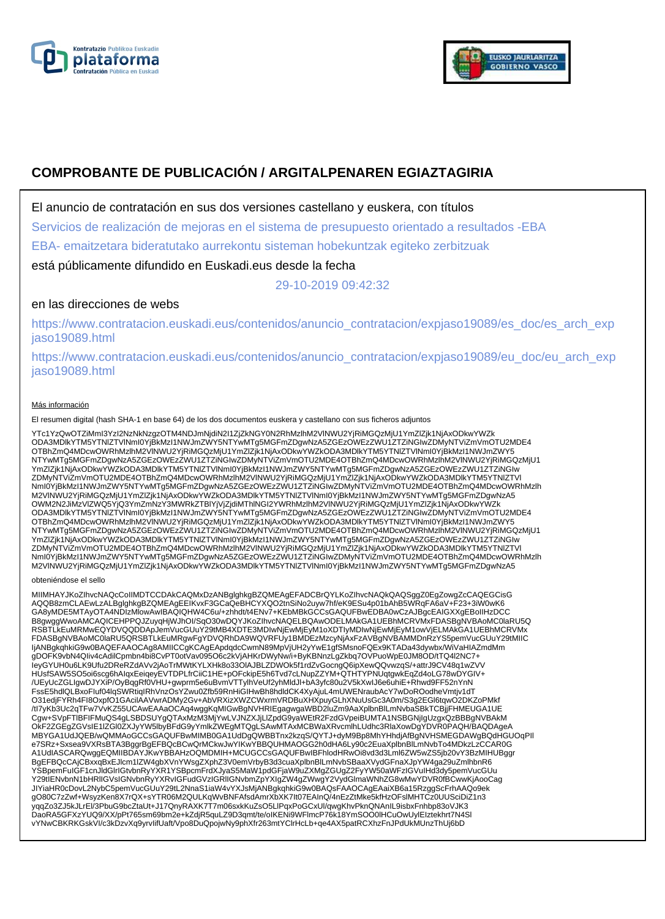# COMPROBANTE DE PUBLICACIÓN / ARGITALPENAREN EGIAZTAGIRIA

El anuncio de contratación en sus dos versiones castellano y euskera, con títulos

Servicios de realización de mejoras en el sistema de presupuesto orientado a resultados -EBA

EBA- emaitzetara bideratutako aurrekontu sisteman hobekuntzak egiteko zerbitzuak

está públicamente difundido en Euskadi.eus desde la fecha

29-10-2019 09:42:32

en las direcciones de webs

https://www.contratacion.euskadi.eus/contenidos/anuncio_contratacion/expjaso19089/es_doc/es_arch_expjaso19089.html

https://www.contratacion.euskadi.eus/contenidos/anuncio_contratacion/expjaso19089/eu_doc/eu_arch_expjaso19089.html

Más información

El resumen digital (hash SHA-1 en base 64) de los dos documentos euskera y castellano con sus ficheros adjuntos

YTc1YzQwOTZiMmI3YzI2NzNkNzgzOTM4NDJmNjdiN2I1ZjZkNGY0N2RhMzlhM2VlNWU2YjRiMGQzMjU1YmZlZjk1NjAxODkwYWZk
ODA3MDlkYTM5YTNlZTVlNmI0YjBkMzI1NWJmZWY5NTYwMTg5MGFmZDgwNzA5ZGEzOWEzZWU1ZTZiNGIwZDMyNTViZmVmOTU2MDE4
OTBhZmQ4MDcwOWRhMzlhM2VlNWU2YjRiMGQzMjU1YmZlZjk1NjAxODkwYWZkODA3MDlkYTM5YTNlZTVlNmI0YjBkMzI1NWJmZWY5
NTYwMTg5MGFmZDgwNzA5ZGEzOWEzZWU1ZTZiNGIwZDMyNTViZmVmOTU2MDE4OTBhZmQ4MDcwOWRhMzlhM2VlNWU2YjRiMGQzMjU1
YmZlZjk1NjAxODkwYWZkODA3MDlkYTM5YTNlZTVlNmI0YjBkMzI1NWJmZWY5NTYwMTg5MGFmZDgwNzA5ZGEzOWEzZWU1ZTZiNGIw
ZDMyNTViZmVmOTU2MDE4OTBhZmQ4MDcwOWRhMzlhM2VlNWU2YjRiMGQzMjU1YmZlZjk1NjAxODkwYWZkODA3MDlkYTM5YTNlZTVl
NmI0YjBkMzI1NWJmZWY5NTYwMTg5MGFmZDgwNzA5ZGEzOWEzZWU1ZTZiNGIwZDMyNTViZmVmOTU2MDE4OTBhZmQ4MDcwOWRhMzlh
M2VlNWU2YjRiMGQzMjU1YmZlZjk1NjAxODkwYWZkODA3MDlkYTM5YTNlZTVlNmI0YjBkMzI1NWJmZWY5NTYwMTg5MGFmZDgwNzA5
OWM2N2JiMzVlZWQ5YjQ3YmZmNzY3MWRkZTBlYjVjZjdiMThlNGI2YWRhMzlhM2VlNWU2YjRiMGQzMjU1YmZlZjk1NjAxODkwYWZk
ODA3MDlkYTM5YTNlZTVlNmI0YjBkMzI1NWJmZWY5NTYwMTg5MGFmZDgwNzA5ZGEzOWEzZWU1ZTZiNGIwZDMyNTViZmVmOTU2MDE4
OTBhZmQ4MDcwOWRhMzlhM2VlNWU2YjRiMGQzMjU1YmZlZjk1NjAxODkwYWZkODA3MDlkYTM5YTNlZTVlNmI0YjBkMzI1NWJmZWY5
NTYwMTg5MGFmZDgwNzA5ZGEzOWEzZWU1ZTZiNGIwZDMyNTViZmVmOTU2MDE4OTBhZmQ4MDcwOWRhMzlhM2VlNWU2YjRiMGQzMjU1
YmZlZjk1NjAxODkwYWZkODA3MDlkYTM5YTNlZTVlNmI0YjBkMzI1NWJmZWY5NTYwMTg5MGFmZDgwNzA5ZGEzOWEzZWU1ZTZiNGIw
ZDMyNTViZmVmOTU2MDE4OTBhZmQ4MDcwOWRhMzlhM2VlNWU2YjRiMGQzMjU1YmZlZjk1NjAxODkwYWZkODA3MDlkYTM5YTNlZTVl
NmI0YjBkMzI1NWJmZWY5NTYwMTg5MGFmZDgwNzA5ZGEzOWEzZWU1ZTZiNGIwZDMyNTViZmVmOTU2MDE4OTBhZmQ4MDcwOWRhMzlh
M2VlNWU2YjRiMGQzMjU1YmZlZjk1NjAxODkwYWZkODA3MDlkYTM5YTNlZTVlNmI0YjBkMzI1NWJmZWY5NTYwMTg5MGFmZDgwNzA5

obteniéndose el sello

MIIMHAYJKoZIhvcNAQcCoIIMDTCCDAkCAQMxDzANBglghkgBZQMEAgEFADCBrQYLKoZIhvcNAQkQAQSggZ0EgZowgZcCAQEGCisG
AQQB8zmCLAEwLzALBglghkgBZQMEAgEEIKvxF3GCaQeBHCYXQO2tnSiNo2uyw7hf/eK9ESu4p01bAhB5WRqFA6aV+F23+3iW0wK6
GA8yMDE5MTAyOTA4NDIzMlowAwIBAQIQHW4C6u/+zhhdt/t4ENv7+KEbMBkGCCsGAQUFBwEDBA0wCzAJBgcEAIGXXgEBoIIHzDCC
B8gwggWwoAMCAQICEHPPQJZuyqHjWJhOI/SqO30wDQYJKoZIhvcNAQELBQAwODELMAkGA1UEBhMCRVMxFDASBgNVBAoMC0laRU5Q
RSBTLkEuMRMwEQYDVQQDDApJemVucGUuY29tMB4XDTE3MDIwNjEwMjEyM1oXDTIyMDIwNjEwMjEyM1owVjELMAkGA1UEBhMCRVMx
FDASBgNVBAoMC0laRU5QRSBTLkEuMRgwFgYDVQRhDA9WQVRFUy1BMDEzMzcyNjAxFzAVBgNVBAMMDnRzYS5pemVucGUuY29tMIIC
IjANBgkqhkiG9w0BAQEFAAOCAg8AMIICCgKCAgEApdqdcCwmN89MpVjUH2yYwE1gfSMsnoFQEx9KTADa43dywbx/WiVaHIAZmdMm
gDOFK9vbN4QIiv4cAdilCpmbn4bi8CvPT0otVav095O6c2kVjAHKrDWyNw/i+ByKBNnzLgZkbq7OVPuoWpE0JM8OD/tTQ4l2NC7+
IeyGYUH0u6LK9Ufu2DReRZdAVv2jAoTrMWtKYLXHk8o33OlAJBLZDWOk5f1rdZvGocngQ6ipXewQQvwzqS/+attrJ9CV48q1wZVV
HUsfSAW5SO5oi6scg6hAIqxEeiqeyEVTDPLfrCiiC1HE+pOFckipE5h6Tvd7cLNupZZYM+QTHTYPNUqtgwkEqZd4oLG78wDYGIV+
/UEyUcZGLIgwDJYXiP/OyBqgRf0VHU+gwprm5e6uBvmVTTylhVeUf2yhMldJl+bA3yfc80u2V5kXwIJ6e6uhiE+Rhwd9FF52nYnN
FssE5hdlQLBxoFluf04lqSWRtiqIRhVnzOsYZwu0Zfb59RnHiGIHwBh8hdldCK4XyAjuL4mUWENraubAcY7wDoROodheVmtjv1dT
O31edjFYRh4FI8OxpfO1GAcilAAVwrADMy2Gv+AbVRXizXWZCWxrmVRDBuXHXpuyGLhXNuUsGc3A0m/S3g2EGl6tqwO2DKZoPMkf
/tI7yKb3Uc2qTFw7VvKZ55UCAwEAAaOCAq4wggKqMIGwBgNVHRIEgagwgaWBD2luZm9AaXplbnBlLmNvbaSBkTCBjjFHMEUGA1UE
Cgw+SVpFTlBFIFMuQS4gLSBDSUYgQTAxMzM3MjYwLVJNZXJjLlZpdG9yaWEtR2FzdGVpeiBUMTA1NSBGNjIgUzgxQzBBBgNVBAkM
OkF2ZGEgZGVsIE1lZGl0ZXJyYW5lbyBFdG9yYmlkZWEgMTQgLSAwMTAxMCBWaXRvcmlhLUdhc3RlaXowDgYDVR0PAQH/BAQDAgeA
MBYGA1UdJQEB/wQMMAoGCCsGAQUFBwMIMB0GA1UdDgQWBBTnx2kzqS/QYTJ+dyM9Bp8MhYHhdjAfBgNVHSMEGDAWgBQdHGUOqPII
e7SRz+Sxsea9VXRsBTA3BggrBgEFBQcBCwQrMCkwJwYIKwYBBQUHMAOGG2h0dHA6Ly90c2EuaXplbnBlLmNvbTo4MDkzLzCCAR0G
A1UdIASCARQwggEQMIIBDAYJKwYBBAHzOQMDMIH+MCUGCCsGAQUFBwIBFhlodHRwOi8vd3d3Lml6ZW5wZS5jb20vY3BzMIHUBggr
BgEFBQcCAjCBxxqBxEJlcm1lZW4gbXVnYWsgZXphZ3V0emVrbyB3d3cuaXplbnBlLmNvbSBaaXVydGFnaXJpYW4ga29uZmlhbnR6
YSBpemFuIGF1cnJldGlrIGtvbnRyYXR1YSBpcmFrdXJyaS5MaW1pdGFjaW9uZXMgZGUgZ2FyYW50aWFzIGVuIHd3dy5pemVucGUu
Y29tIENvbnN1bHRlIGVsIGNvbnRyYXRvIGFudGVzIGRlIGNvbmZpYXIgZW4gZWwgY2VydGlmaWNhZG8wMwYDVR0fBCwwKjAooCag
JIYiaHR0cDovL2NybC5pemVucGUuY29tL2NnaS1iaW4vYXJsMjANBgkqhkiG9w0BAQsFAAOCAgEAaiXB6a15RzggScFrhAAQo9ek
gO80C7zZwf+WsyzKen8X7rQX+sYTR06M2QULKqWvBNFAfsdAmrXbXK7It07EAInQ/4nEzZtMke5kfHzOFslMHTCz0UUSciDiZ1n3
yqqZo3ZJ5kJLrEl/3PbuG9bcZtaUt+J17QnyRAXK7T7m06sxkKuZsO5LlPqxPoGCxUl/qwgKhvPknQNAnIL9isbxFnhbp83oVJK3
DaoRA5GFXzYUQ9/XX/pPt765sm69bm2e+KZdjR5quLZ9D3qmt/te/oIKENi9WFlmcP76k18YmSOO0lHCuOwUylElztekhrt7N4Sl
vYNwCBKRKGskVI/c3kDzvXq9yrvlifUaft/Vpo8DuQpojwNy9phXfr263mtYClrHcLb+qe4AX5patRCXhzFnJPdUkMUnzThUj6bD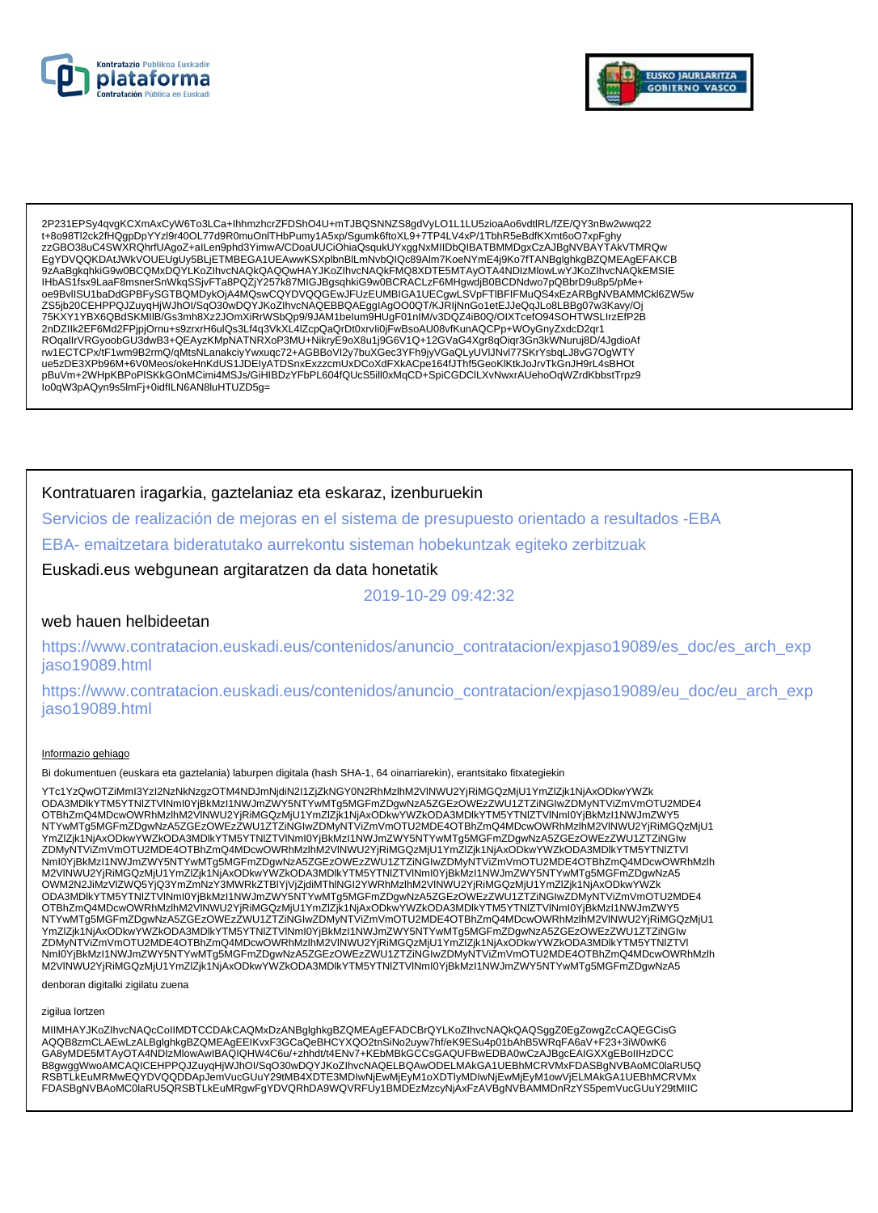2P231EPSy4qvgKCXmAxCyW6To3LCa+IhhmzhcrZFDShO4U+mTJBQSNNZS8gdVyLO1L1LU5zioaAo6vdtlRL/fZE/QY3nBw2wwq22
t+8o98Tl2ck2fHQgpDpYYzl9r40OL77d9R0muOnlTHbPumy1A5xp/Sgumk6ftoXL9+7TP4LV4xP/1TbhR5eBdfKXmt6oO7xpFghy
zzGBO38uC4SWXRQhrfUAgoZ+aILen9phd3YimwA/CDoaUUCiOhiaQsqukUYxggNxMIIDbQIBATBMMDgxCzAJBgNVBAYTAkVTMRQw
EgYDVQQKDAtJWkVOUEUgUy5BLjETMBEGA1UEAwwKSXplbnBlLmNvbQIQc89Alm7KoeNYmE4j9Ko7fTANBglghkgBZQMEAgEFAKCB
9zAaBgkqhkiG9w0BCQMxDQYLKoZIhvcNAQkQAQQwHAYJKoZIhvcNAQkFMQ8XDTE5MTAyOTA4NDIzMlowLwYJKoZIhvcNAQkEMSIE
IHbAS1fsx9LaaF8msnerSnWkqSSjvFTa8PQZjY257k87MIGJBgsqhkiG9w0BCRACLzF6MHgwdjB0BCDNdwo7pQBbrD9u8p5/pMe+
oe9BvlISU1baDdGPBFySGTBQMDykOjA4MQswCQYDVQQGEwJFUzEUMBIGA1UECgwLSVpFTlBFIFMuQS4xEzARBgNVBAMMCkl6ZW5w
ZS5jb20CEHPPQJZuyqHjWJhOl/SqO30wDQYJKoZIhvcNAQEBBQAEggIAgOO0QT/KJRljNnGo1etEJJeQqJLo8LBBg07w3Kavy/Oj
75KXY1YBX6QBdSKMllB/Gs3mh8Xz2JOmXiRrWSbQp9/9JAM1beIum9HUgF01nlM/v3DQZ4iB0Q/OIXTcefO94SOHTWSLIrzEfP2B
2nDZIlk2EF6Md2FPjpjOrnu+s9zrxrH6ulQs3Lf4q3VkXL4lZcpQaQrDt0xrvli0jFwBsoAU08vfKunAQCPp+WOyGnyZxdcD2qr1
ROqallrVRGyoobGU3dwB3+QEAyzKMpNATNRXoP3MU+NikryE9oX8u1j9G6V1Q+12GVaG4Xgr8qOiqr3Gn3kWNuruj8D/4JgdioAf
rw1ECTCPx/tF1wm9B2rmQ/qMtsNLanakciyYwxuqc72+AGBBoVI2y7buXGec3YFh9jyVGaQLyUVlJNvl77SKrYsbqLJ8vG7OgWTY
ue5zDE3XPb96M+6V0Meos/okeHnKdUS1JDElyATDSnxExzzcmUxDCoXdFXkACpe164fJThf5GeoKlKtkJoJrvTkGnJH9rL4sBHOt
pBuVm+2WHpKBPoPlSKkGOnMCimi4MSJs/GiHIBDzYFbPL604fQUcS5ill0xMqCD+SpiCGDClLXvNwxrAUehoOqWZrdKbbstTrpz9
Io0qW3pAQyn9s5lmFj+0idfILN6AN8luHTUZD5g=

Kontratuaren iragarkia, gaztelaniaz eta eskaraz, izenburuekin

Servicios de realización de mejoras en el sistema de presupuesto orientado a resultados -EBA

EBA- emaitzetara bideratutako aurrekontu sisteman hobekuntzak egiteko zerbitzuak

Euskadi.eus webgunean argitaratzen da data honetatik

2019-10-29 09:42:32

web hauen helbideetan

https://www.contratacion.euskadi.eus/contenidos/anuncio_contratacion/expjaso19089/es_doc/es_arch_expjaso19089.html

https://www.contratacion.euskadi.eus/contenidos/anuncio_contratacion/expjaso19089/eu_doc/eu_arch_expjaso19089.html

Informazio gehiago

Bi dokumentuen (euskara eta gaztelania) laburpen digitala (hash SHA-1, 64 oinarriarekin), erantsitako fitxategiekin

YTc1YzQwOTZiMmI3YzI2NzNkNzgzOTM4NDJmNjdiN2I1ZjZkNGY0N2RhMzlhM2VlNWU2YjRiMGQzMjU1YmZlZjk1NjAxODkwYWZk
ODA3MDlkYTM5YTNlZTVlNmI0YjBkMzI1NWJmZWY5NTYwMTg5MGFmZDgwNzA5ZGEzOWEzZWU1ZTZiNGIwZDMyNTViZmVmOTU2MDE4
OTBhZmQ4MDcwOWRhMzlhM2VlNWU2YjRiMGQzMjU1YmZlZjk1NjAxODkwYWZkODA3MDlkYTM5YTNlZTVlNmI0YjBkMzI1NWJmZWY5
NTYwMTg5MGFmZDgwNzA5ZGEzOWEzZWU1ZTZiNGIwZDMyNTViZmVmOTU2MDE4OTBhZmQ4MDcwOWRhMzlhM2VlNWU2YjRiMGQzMjU1
YmZlZjk1NjAxODkwYWZkODA3MDlkYTM5YTNlZTVlNmI0YjBkMzI1NWJmZWY5NTYwMTg5MGFmZDgwNzA5ZGEzOWEzZWU1ZTZiNGIw
ZDMyNTViZmVmOTU2MDE4OTBhZmQ4MDcwOWRhMzlhM2VlNWU2YjRiMGQzMjU1YmZlZjk1NjAxODkwYWZkODA3MDlkYTM5YTNlZTVl
NmI0YjBkMzI1NWJmZWY5NTYwMTg5MGFmZDgwNzA5ZGEzOWEzZWU1ZTZiNGIwZDMyNTViZmVmOTU2MDE4OTBhZmQ4MDcwOWRhMzlh
M2VlNWU2YjRiMGQzMjU1YmZlZjk1NjAxODkwYWZkODA3MDlkYTM5YTNlZTVlNmI0YjBkMzI1NWJmZWY5NTYwMTg5MGFmZDgwNzA5
OWM2N2JiMzVlZWQ5YjQ3YmZmNzY3MWRkZTBlYjViZjdiMThlNGI2YWRhMzlhM2VlNWU2YjRiMGQzMjU1YmZlZjk1NjAxODkwYWZk
ODA3MDlkYTM5YTNlZTVlNmI0YjBkMzI1NWJmZWY5NTYwMTg5MGFmZDgwNzA5ZGEzOWEzZWU1ZTZiNGIwZDMyNTViZmVmOTU2MDE4
OTBhZmQ4MDcwOWRhMzlhM2VlNWU2YjRiMGQzMjU1YmZlZjk1NjAxODkwYWZkODA3MDlkYTM5YTNlZTVlNmI0YjBkMzI1NWJmZWY5
NTYwMTg5MGFmZDgwNzA5ZGEzOWEzZWU1ZTZiNGIwZDMyNTViZmVmOTU2MDE4OTBhZmQ4MDcwOWRhMzlhM2VlNWU2YjRiMGQzMjU1
YmZlZjk1NjAxODkwYWZkODA3MDlkYTM5YTNlZTVlNmI0YjBkMzI1NWJmZWY5NTYwMTg5MGFmZDgwNzA5ZGEzOWEzZWU1ZTZiNGIw
ZDMyNTViZmVmOTU2MDE4OTBhZmQ4MDcwOWRhMzlhM2VlNWU2YjRiMGQzMjU1YmZlZjk1NjAxODkwYWZkODA3MDlkYTM5YTNlZTVl
NmI0YjBkMzI1NWJmZWY5NTYwMTg5MGFmZDgwNzA5ZGEzOWEzZWU1ZTZiNGIwZDMyNTViZmVmOTU2MDE4OTBhZmQ4MDcwOWRhMzlh
M2VlNWU2YjRiMGQzMjU1YmZlZjk1NjAxODkwYWZkODA3MDlkYTM5YTNlZTVlNmI0YjBkMzI1NWJmZWY5NTYwMTg5MGFmZDgwNzA5

denboran digitalki zigilatu zuena

zigilua lortzen

MIIMHAYJKoZIhvcNAQcCoIIMDTCCDAkCAQMxDzANBglghkgBZQMEAgEFADCBrQYLKoZIhvcNAQkQAQSggZ0EgZowgZcCAQEGCisG
AQQB8zmCLAEwLzALBglghkgBZQMEAgEEIKvxF3GCaQeBHCYXQO2tnSiNo2uyw7hf/eK9ESu4p01bAhB5WRqFA6aV+F23+3iW0wK6
GA8yMDE5MTAyOTA4NDIzMlowAwIBAQIQHW4C6u/+zhhdt/t4ENv7+KEbMBkGCCsGAQUFBwEDBA0wCzAJBgcEAIGXXgEBoIIHzDCC
B8gwggWwoAMCAQICEHPPQJZuyqHjWJhOl/SqO30wDQYJKoZIhvcNAQELBQAwODELMAkGA1UEBhMCRVMxFDASBgNVBAoMC0laRU5Q
RSBTLkEuMRMwEQYDVQQDDApJemVucGUuY29tMB4XDTE3MDIwNjEwMjEyM1oXDTIyMDIwNjEwMjEyM1owVjELMAkGA1UEBhMCRVMx
FDASBgNVBAoMC0laRU5QRSBTLkEuMRgwFgYDVQRhDA9WQVRFUy1BMDEzMzcyNjAxFzAVBgNVBAMMDnRzYS5pemVucGUuY29tMIIC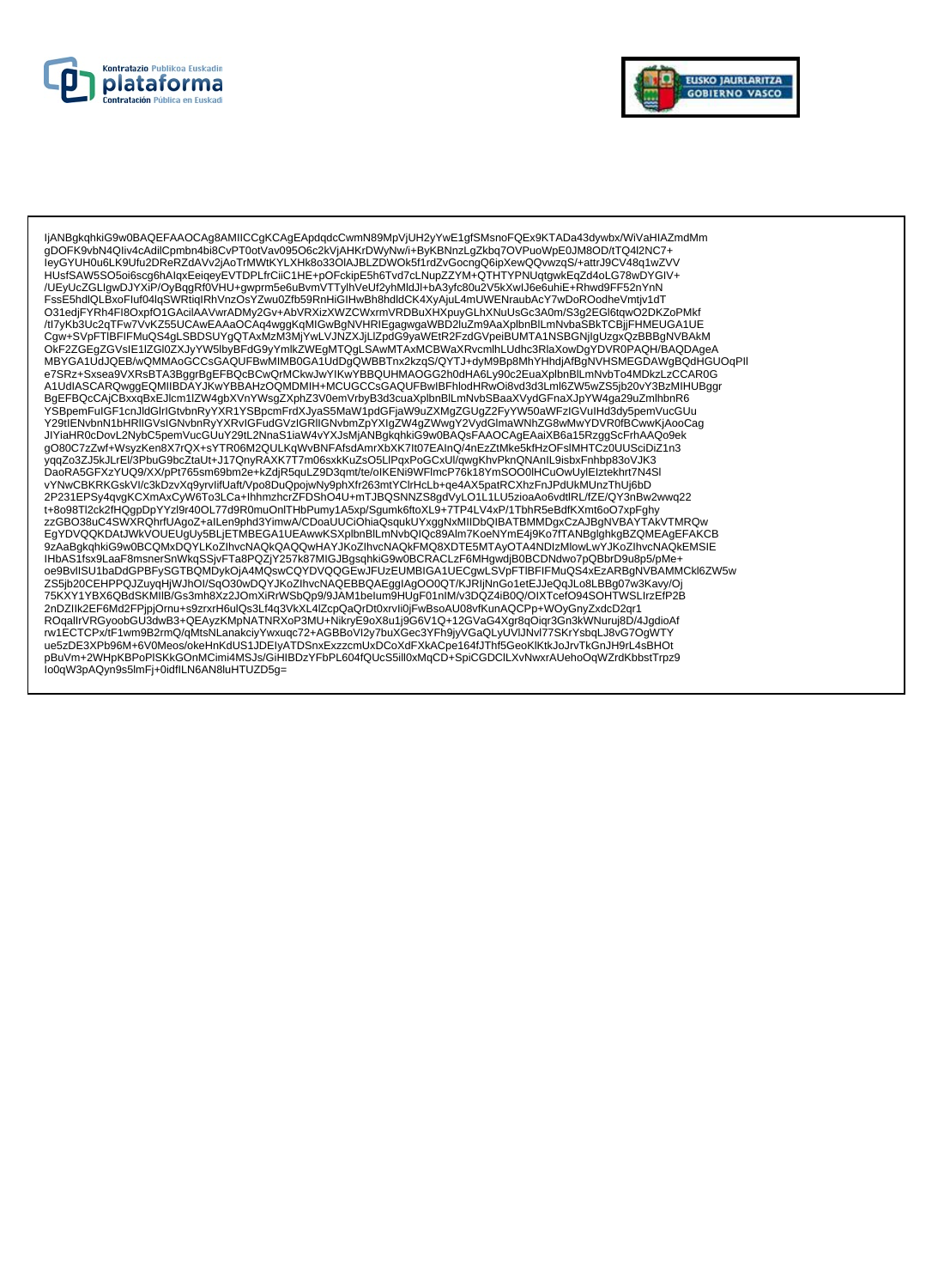IjANBgkqhkiG9w0BAQEFAAOCAg8AMIICCgKCAgEApdqdcCwmN89MpVjUH2yYwE1gfSMsnoFQEx9KTADa43dywbx/WiVaHIAZmdMm
gDOFK9vbN4QIiv4cAdilCpmbn4bi8CvPT0otVav095O6c2kVjAHKrDWyNw/i+ByKBNnzLgZkbq7OVPuoWpE0JM8OD/tTQ4l2NC7+
IeyGYUH0u6LK9Ufu2DReRZdAVv2jAoTrMWtKYLXHk8o33OlAJBLZDWOk5f1rdZvGocngQ6ipXewQQvwzqS/+attrJ9CV48q1wZVV
HUsfSAW5SO5oi6scg6hAIqxEeiqeyEVTDPLfrCiiC1HE+pOFckipE5h6Tvd7cLNupZZYM+QTHTYPNUqtgwkEqZd4oLG78wDYGIV+
/UEyUcZGLlgwDJYXiP/OyBqgRf0VHU+gwprm5e6uBvmVTTylhVeUf2yhMldJl+bA3yfc80u2V5kXwlJ6e6uhiE+Rhwd9FF52nYnN
FssE5hdlQLBxoFIuf04lqSWRtiqIRhVnzOsYZwu0Zfb59RnHiGIHwBh8hdldCK4XyAjuL4mUWENraubAcY7wDoROodheVmtjv1dT
O31edjFYRh4FI8OxpfO1GAcilAAVwrADMy2Gv+AbVRXizXWZCWxrmVRDBuXHXpuyGLhXNuUsGc3A0m/S3g2EGl6tqwO2DKZoPMkf
/tI7yKb3Uc2qTFw7VvKZ55UCAwEAAaOCAq4wggKqMIGwBgNVHRIEgagwgaWBD2luZm9AaXplbnBlLmNvbaSBkTCBjjFHMEUGA1UE
Cgw+SVpFTlBFIFMuQS4gLSBDSUYgQTAxMzM3MjYwLVJNZXJjLlZpdG9yaWEtR2FzdGVpeiBUMTA1NSBGNjIgUzgxQzBBBgNVBAkM
OkF2ZGEgZGVsIE1lZGl0ZXJyYW5lbyBFdG9yYmlkZWEgMTQgLSAwMTAxMCBWaXRvcmlhLUdhc3RlaXowDgYDVR0PAQH/BAQDAgeA
MBYGA1UdJQEB/wQMMAoGCCsGAQUFBwMIMB0GA1UdDgQWBBTnx2kzqS/QYTJ+dyM9Bp8MhYHhdjAfBgNVHSMEGDAWgBQdHGUOqPll
e7SRz+Sxsea9VXRsBTA3BggrBgEFBQcBCwQrMCkwJwYIKwYBBQUHMAOGG2h0dHA6Ly90c2EuaXplbnBlLmNvbTo4MDkzLzCCAR0G
A1UdIASCARQwggEQMIIBDAYJKwYBBAHzOQMDMIH+MCUGCCsGAQUFBwIBFhlodHRwOi8vd3d3Lml6ZW5wZS5jb20vY3BzMIHUBggr
BgEFBQcCAjCBxxqBxEJlcm1lZW4gbXVnYWsgZXphZ3V0emVrbyB3d3cuaXplbnBlLmNvbSBaaXVydGFnaXJpYW4ga29uZmlhbnR6
YSBpemFuIGF1cnJldGlrIGtvbnRyYXR1YSBpcmFrdXJyaS5MaW1pdGFjaW9uZXMgZGUgZ2FyYW50aWFzIGVuIHd3dy5pemVucGUu
Y29tIENvbnN1bHRlIGVsIGNvbnRyYXRvIGFudGVzIGRlIGNvbmZpYXIgZW4gZWwgY2VydGlmaWNhZG8wMwYDVR0fBCwwKjAoOCag
JIYiaHR0cDovL2NybC5pemVucGUuY29tL2NnaS1iaW4vYXJsMjANBgkqhkiG9w0BAQsFAAOCAgEAaiXB6a15RzggScFrhAAQo9ek
gO80C7zZwf+WsyzKen8X7rQX+sYTR06M2QULKqWvBNFAfsdAmrXbXK7It07EAInQ/4nEzZtMke5kfHzOFslMHTCz0UUSciDiZ1n3
yqqZo3ZJ5kJLrEl/3PbuG9bcZtaUt+J17QnyRAXK7T7m06sxkKuZsO5LlPqxPoGCxUl/qwgKhvPknQNAnIL9isbxFnhbp83oVJK3
DaoRA5GFXzYUQ9/XX/pPt765sm69bm2e+kZdjR5quLZ9D3qmt/te/oIKENi9WFlmcP76k18YmSOO0lHCuOwUylElztekhrt7N4Sl
vYNwCBKRKGskVl/c3kDzvXq9yrvlifUaft/Vpo8DuQpojwNy9phXfr263mtYClrHcLb+qe4AX5patRCXhzFnJPdUkMUnzThUj6bD
2P231EPSy4qvgKCXmAxCyW6To3LCa+lhhmzhcrZFDShO4U+mTJBQSNNZS8gdVyLO1L1LU5zioaAo6vdtlRL/fZE/QY3nBw2wwq22
t+8o98Tl2ck2fHQgpDpYYzl9r40OL77d9R0muOnlTHbPumy1A5xp/Sgumk6ftoXL9+7TP4LV4xP/1TbhR5eBdfKXmt6oO7xpFghy
zzGBO38uC4SWXRQhrfUAgoZ+aILen9phd3YimwA/CDoaUUCiOhiaQsqukUYxggNxMIIDbQIBATBMMDgxCzAJBgNVBAYTAkVTMRQw
EgYDVQQKDAtJWkVOUEUgUy5BLjETMBEGA1UEAwwKSXplbnBlLmNvbQIQc89Alm7KoeNYmE4j9Ko7fTANBglghkgBZQMEAgEFAKCB
9zAaBgkqhkiG9w0BCQMxDQYLKoZIhvcNAQkQAQQwHAYJKoZIhvcNAQkFMQ8XDTE5MTAyOTA4NDIzMlowLwYJKoZIhvcNAQkEMSIE
IHbAS1fsx9LaaF8msnerSnWkqSSjvFTa8PQZjY257k87MIGJBgsqhkiG9w0BCRACLzF6MHgwdjB0BCDNdwo7pQBbrD9u8p5/pMe+
oe9BvlISU1baDdGPBFySGTBQMDykOjA4MQswCQYDVQQGEwJFUzEUMBIGA1UECgwLSVpFTlBFIFMuQS4xEzARBgNVBAMMCkl6ZW5w
ZS5jb20CEHPPQJZuyqHjWJhOI/SqO30wDQYJKoZIhvcNAQEBBQAEggIAgOO0QT/KJRIjNnGo1etEJJeQqJLo8LBBg07w3Kavy/Oj
75KXY1YBX6QBdSKMIlB/Gs3mh8Xz2JOmXiRrWSbQp9/9JAM1beIum9HUgF01nIM/v3DQZ4iB0Q/OIXTcefO94SOHTWSLIrzEfP2B
2nDZIIk2EF6Md2FPjpjOrnu+s9zrxrH6ulQs3Lf4q3VkXL4lZcpQaQrDt0xrvIi0jFwBsoAU08vfKunAQCPp+WOyGnyZxdcD2qr1
ROqalIrVRGyoobGU3dwB3+QEAyzKMpNATNRXoP3MU+NikryE9oX8u1j9G6V1Q+12GVaG4Xgr8qOiqr3Gn3kWNuruj8D/4JgdioAf
rw1ECTCPx/tF1wm9B2rmQ/qMtsNLanakciyYwxuqc72+AGBBoVI2y7buXGec3YFh9jyVGaQLyUVlJNvl77SKrYsbqLJ8vG7OgWTY
ue5zDE3XPb96M+6V0Meos/okeHnKdUS1JDElyATDSnxExzzcmUxDCoXdFXkACpe164fJThf5GeoKlKtkJoJrvTkGnJH9rL4sBHOt
pBuVm+2WHpKBPoPlSKkGOnMCimi4MSJs/GiHIBDzYFbPL604fQUcS5ill0xMqCD+SpiCGDClLXvNwxrAUehoOqWZrdKbbstTrpz9
Io0qW3pAQyn9s5lmFj+0idfILN6AN8luHTUZD5g=